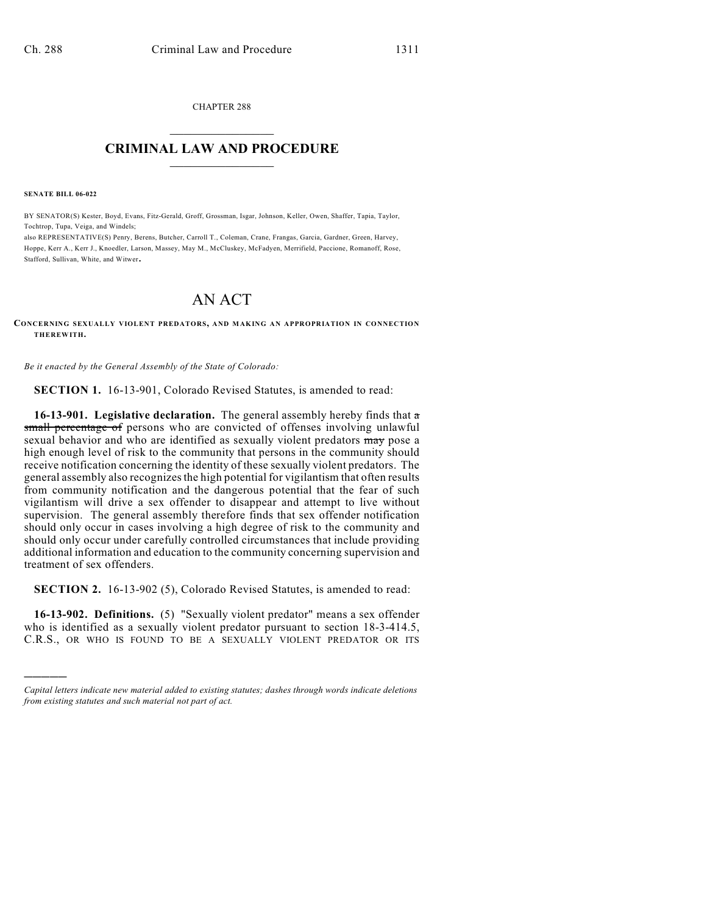CHAPTER 288

# CRIMINAL LAW AND PROCEDURE

**SENATE BILL 06-022**

BY SENATOR(S) Kester, Boyd, Evans, Fitz-Gerald, Groff, Grossman, Isgar, Johnson, Keller, Owen, Shaffer, Tapia, Taylor, Tochtrop, Tupa, Veiga, and Windels;
also REPRESENTATIVE(S) Penry, Berens, Butcher, Carroll T., Coleman, Crane, Frangas, Garcia, Gardner, Green, Harvey, Hoppe, Kerr A., Kerr J., Knoedler, Larson, Massey, May M., McCluskey, McFadyen, Merrifield, Paccione, Romanoff, Rose, Stafford, Sullivan, White, and Witwer.

# AN ACT

**CONCERNING SEXUALLY VIOLENT PREDATORS, AND MAKING AN APPROPRIATION IN CONNECTION THEREWITH.**

*Be it enacted by the General Assembly of the State of Colorado:*

**SECTION 1.** 16-13-901, Colorado Revised Statutes, is amended to read:

**16-13-901. Legislative declaration.** The general assembly hereby finds that ~~a small percentage of~~ persons who are convicted of offenses involving unlawful sexual behavior and who are identified as sexually violent predators ~~may~~ pose a high enough level of risk to the community that persons in the community should receive notification concerning the identity of these sexually violent predators. The general assembly also recognizes the high potential for vigilantism that often results from community notification and the dangerous potential that the fear of such vigilantism will drive a sex offender to disappear and attempt to live without supervision. The general assembly therefore finds that sex offender notification should only occur in cases involving a high degree of risk to the community and should only occur under carefully controlled circumstances that include providing additional information and education to the community concerning supervision and treatment of sex offenders.

**SECTION 2.** 16-13-902 (5), Colorado Revised Statutes, is amended to read:

**16-13-902. Definitions.** (5) "Sexually violent predator" means a sex offender who is identified as a sexually violent predator pursuant to section 18-3-414.5, C.R.S., OR WHO IS FOUND TO BE A SEXUALLY VIOLENT PREDATOR OR ITS

---

*Capital letters indicate new material added to existing statutes; dashes through words indicate deletions from existing statutes and such material not part of act.*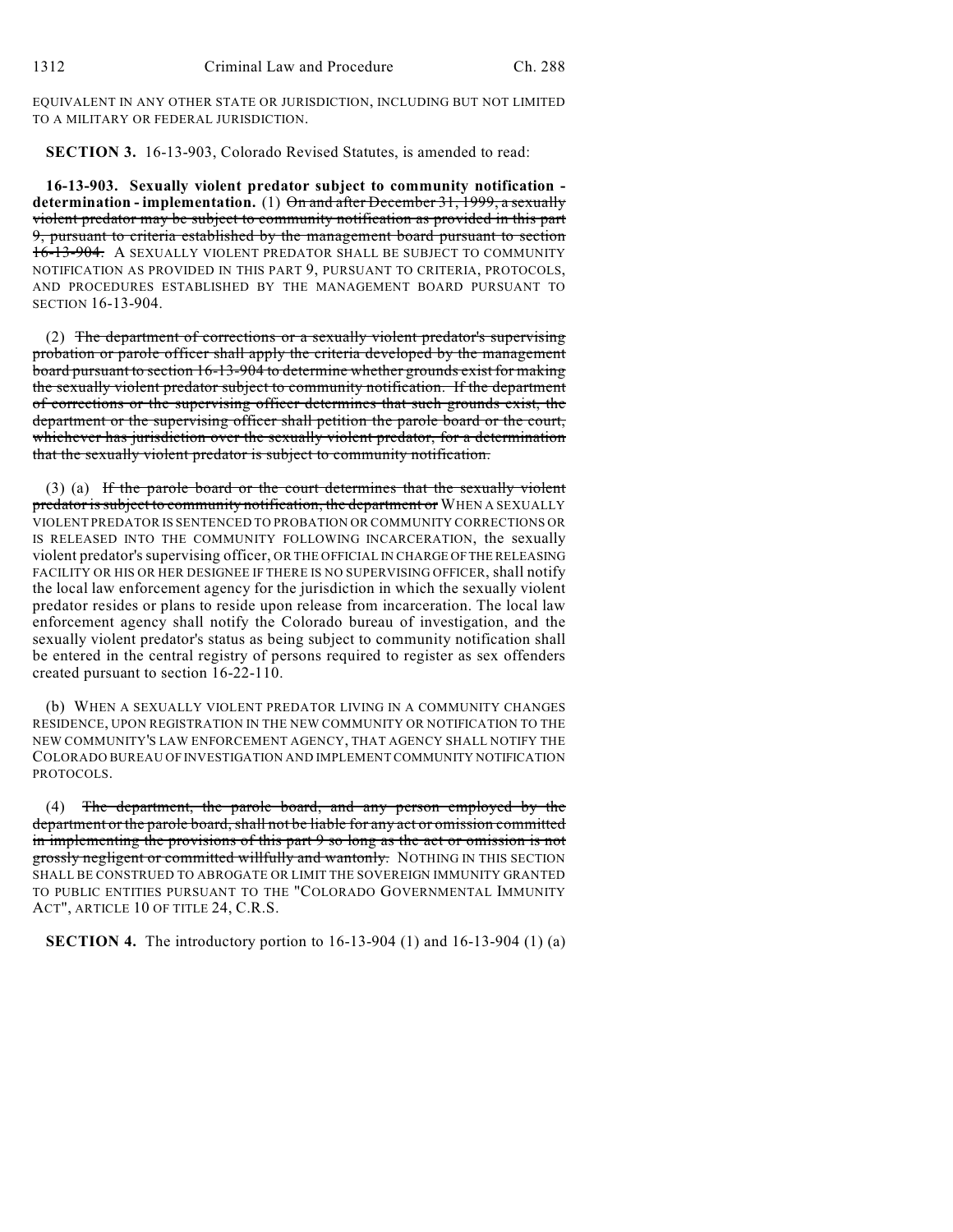EQUIVALENT IN ANY OTHER STATE OR JURISDICTION, INCLUDING BUT NOT LIMITED TO A MILITARY OR FEDERAL JURISDICTION.

**SECTION 3.** 16-13-903, Colorado Revised Statutes, is amended to read:

**16-13-903. Sexually violent predator subject to community notification - determination - implementation.** (1) ~~On and after December 31, 1999, a sexually violent predator may be subject to community notification as provided in this part 9, pursuant to criteria established by the management board pursuant to section 16-13-904.~~ A SEXUALLY VIOLENT PREDATOR SHALL BE SUBJECT TO COMMUNITY NOTIFICATION AS PROVIDED IN THIS PART 9, PURSUANT TO CRITERIA, PROTOCOLS, AND PROCEDURES ESTABLISHED BY THE MANAGEMENT BOARD PURSUANT TO SECTION 16-13-904.

(2) ~~The department of corrections or a sexually violent predator's supervising probation or parole officer shall apply the criteria developed by the management board pursuant to section 16-13-904 to determine whether grounds exist for making the sexually violent predator subject to community notification. If the department of corrections or the supervising officer determines that such grounds exist, the department or the supervising officer shall petition the parole board or the court, whichever has jurisdiction over the sexually violent predator, for a determination that the sexually violent predator is subject to community notification.~~

(3) (a) ~~If the parole board or the court determines that the sexually violent predator is subject to community notification, the department or~~ WHEN A SEXUALLY VIOLENT PREDATOR IS SENTENCED TO PROBATION OR COMMUNITY CORRECTIONS OR IS RELEASED INTO THE COMMUNITY FOLLOWING INCARCERATION, the sexually violent predator's supervising officer, OR THE OFFICIAL IN CHARGE OF THE RELEASING FACILITY OR HIS OR HER DESIGNEE IF THERE IS NO SUPERVISING OFFICER, shall notify the local law enforcement agency for the jurisdiction in which the sexually violent predator resides or plans to reside upon release from incarceration. The local law enforcement agency shall notify the Colorado bureau of investigation, and the sexually violent predator's status as being subject to community notification shall be entered in the central registry of persons required to register as sex offenders created pursuant to section 16-22-110.

(b) WHEN A SEXUALLY VIOLENT PREDATOR LIVING IN A COMMUNITY CHANGES RESIDENCE, UPON REGISTRATION IN THE NEW COMMUNITY OR NOTIFICATION TO THE NEW COMMUNITY'S LAW ENFORCEMENT AGENCY, THAT AGENCY SHALL NOTIFY THE COLORADO BUREAU OF INVESTIGATION AND IMPLEMENT COMMUNITY NOTIFICATION PROTOCOLS.

(4) ~~The department, the parole board, and any person employed by the department or the parole board, shall not be liable for any act or omission committed in implementing the provisions of this part 9 so long as the act or omission is not grossly negligent or committed willfully and wantonly.~~ NOTHING IN THIS SECTION SHALL BE CONSTRUED TO ABROGATE OR LIMIT THE SOVEREIGN IMMUNITY GRANTED TO PUBLIC ENTITIES PURSUANT TO THE "COLORADO GOVERNMENTAL IMMUNITY ACT", ARTICLE 10 OF TITLE 24, C.R.S.

**SECTION 4.** The introductory portion to 16-13-904 (1) and 16-13-904 (1) (a)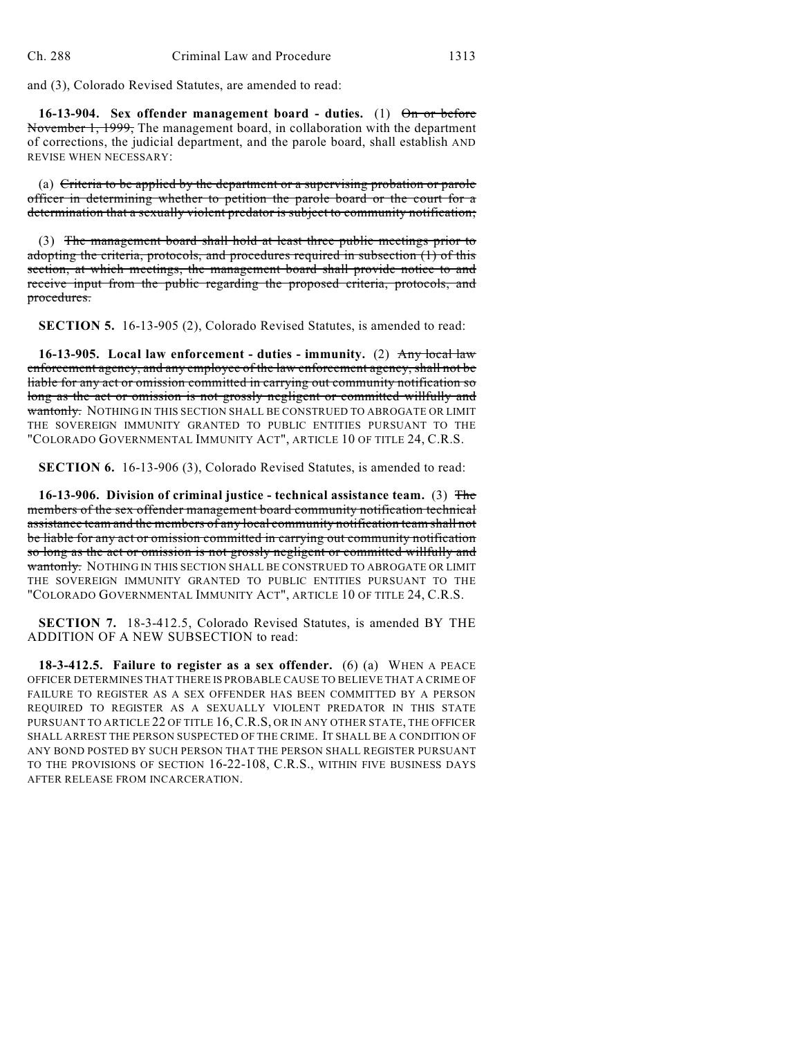and (3), Colorado Revised Statutes, are amended to read:

**16-13-904. Sex offender management board - duties.** (1) ~~On or before November 1, 1999,~~ The management board, in collaboration with the department of corrections, the judicial department, and the parole board, shall establish AND REVISE WHEN NECESSARY:

(a) ~~Criteria to be applied by the department or a supervising probation or parole officer in determining whether to petition the parole board or the court for a determination that a sexually violent predator is subject to community notification;~~

(3) ~~The management board shall hold at least three public meetings prior to adopting the criteria, protocols, and procedures required in subsection (1) of this section, at which meetings, the management board shall provide notice to and receive input from the public regarding the proposed criteria, protocols, and procedures.~~

**SECTION 5.** 16-13-905 (2), Colorado Revised Statutes, is amended to read:

**16-13-905. Local law enforcement - duties - immunity.** (2) ~~Any local law enforcement agency, and any employee of the law enforcement agency, shall not be liable for any act or omission committed in carrying out community notification so long as the act or omission is not grossly negligent or committed willfully and wantonly.~~ NOTHING IN THIS SECTION SHALL BE CONSTRUED TO ABROGATE OR LIMIT THE SOVEREIGN IMMUNITY GRANTED TO PUBLIC ENTITIES PURSUANT TO THE "COLORADO GOVERNMENTAL IMMUNITY ACT", ARTICLE 10 OF TITLE 24, C.R.S.

**SECTION 6.** 16-13-906 (3), Colorado Revised Statutes, is amended to read:

**16-13-906. Division of criminal justice - technical assistance team.** (3) ~~The members of the sex offender management board community notification technical assistance team and the members of any local community notification team shall not be liable for any act or omission committed in carrying out community notification so long as the act or omission is not grossly negligent or committed willfully and wantonly.~~ NOTHING IN THIS SECTION SHALL BE CONSTRUED TO ABROGATE OR LIMIT THE SOVEREIGN IMMUNITY GRANTED TO PUBLIC ENTITIES PURSUANT TO THE "COLORADO GOVERNMENTAL IMMUNITY ACT", ARTICLE 10 OF TITLE 24, C.R.S.

**SECTION 7.** 18-3-412.5, Colorado Revised Statutes, is amended BY THE ADDITION OF A NEW SUBSECTION to read:

**18-3-412.5. Failure to register as a sex offender.** (6) (a) WHEN A PEACE OFFICER DETERMINES THAT THERE IS PROBABLE CAUSE TO BELIEVE THAT A CRIME OF FAILURE TO REGISTER AS A SEX OFFENDER HAS BEEN COMMITTED BY A PERSON REQUIRED TO REGISTER AS A SEXUALLY VIOLENT PREDATOR IN THIS STATE PURSUANT TO ARTICLE 22 OF TITLE 16, C.R.S, OR IN ANY OTHER STATE, THE OFFICER SHALL ARREST THE PERSON SUSPECTED OF THE CRIME. IT SHALL BE A CONDITION OF ANY BOND POSTED BY SUCH PERSON THAT THE PERSON SHALL REGISTER PURSUANT TO THE PROVISIONS OF SECTION 16-22-108, C.R.S., WITHIN FIVE BUSINESS DAYS AFTER RELEASE FROM INCARCERATION.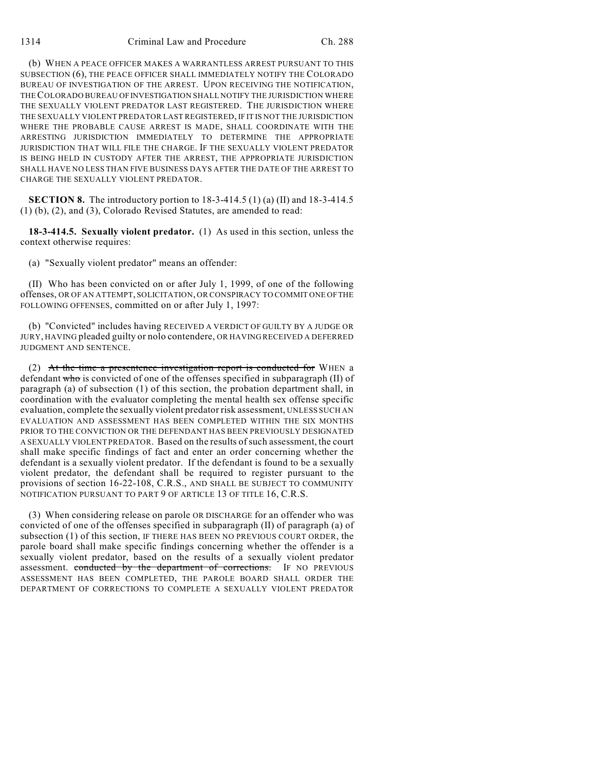(b) WHEN A PEACE OFFICER MAKES A WARRANTLESS ARREST PURSUANT TO THIS SUBSECTION (6), THE PEACE OFFICER SHALL IMMEDIATELY NOTIFY THE COLORADO BUREAU OF INVESTIGATION OF THE ARREST. UPON RECEIVING THE NOTIFICATION, THE COLORADO BUREAU OF INVESTIGATION SHALL NOTIFY THE JURISDICTION WHERE THE SEXUALLY VIOLENT PREDATOR LAST REGISTERED. THE JURISDICTION WHERE THE SEXUALLY VIOLENT PREDATOR LAST REGISTERED, IF IT IS NOT THE JURISDICTION WHERE THE PROBABLE CAUSE ARREST IS MADE, SHALL COORDINATE WITH THE ARRESTING JURISDICTION IMMEDIATELY TO DETERMINE THE APPROPRIATE JURISDICTION THAT WILL FILE THE CHARGE. IF THE SEXUALLY VIOLENT PREDATOR IS BEING HELD IN CUSTODY AFTER THE ARREST, THE APPROPRIATE JURISDICTION SHALL HAVE NO LESS THAN FIVE BUSINESS DAYS AFTER THE DATE OF THE ARREST TO CHARGE THE SEXUALLY VIOLENT PREDATOR.

**SECTION 8.** The introductory portion to 18-3-414.5 (1) (a) (II) and 18-3-414.5 (1) (b), (2), and (3), Colorado Revised Statutes, are amended to read:

**18-3-414.5. Sexually violent predator.** (1) As used in this section, unless the context otherwise requires:

(a) "Sexually violent predator" means an offender:

(II) Who has been convicted on or after July 1, 1999, of one of the following offenses, OR OF AN ATTEMPT, SOLICITATION, OR CONSPIRACY TO COMMIT ONE OF THE FOLLOWING OFFENSES, committed on or after July 1, 1997:

(b) "Convicted" includes having RECEIVED A VERDICT OF GUILTY BY A JUDGE OR JURY, HAVING pleaded guilty or nolo contendere, OR HAVING RECEIVED A DEFERRED JUDGMENT AND SENTENCE.

(2) ~~At the time a presentence investigation report is conducted for~~ WHEN a defendant ~~who~~ is convicted of one of the offenses specified in subparagraph (II) of paragraph (a) of subsection (1) of this section, the probation department shall, in coordination with the evaluator completing the mental health sex offense specific evaluation, complete the sexually violent predator risk assessment, UNLESS SUCH AN EVALUATION AND ASSESSMENT HAS BEEN COMPLETED WITHIN THE SIX MONTHS PRIOR TO THE CONVICTION OR THE DEFENDANT HAS BEEN PREVIOUSLY DESIGNATED A SEXUALLY VIOLENT PREDATOR. Based on the results of such assessment, the court shall make specific findings of fact and enter an order concerning whether the defendant is a sexually violent predator. If the defendant is found to be a sexually violent predator, the defendant shall be required to register pursuant to the provisions of section 16-22-108, C.R.S., AND SHALL BE SUBJECT TO COMMUNITY NOTIFICATION PURSUANT TO PART 9 OF ARTICLE 13 OF TITLE 16, C.R.S.

(3) When considering release on parole OR DISCHARGE for an offender who was convicted of one of the offenses specified in subparagraph (II) of paragraph (a) of subsection (1) of this section, IF THERE HAS BEEN NO PREVIOUS COURT ORDER, the parole board shall make specific findings concerning whether the offender is a sexually violent predator, based on the results of a sexually violent predator assessment. ~~conducted by the department of corrections.~~ IF NO PREVIOUS ASSESSMENT HAS BEEN COMPLETED, THE PAROLE BOARD SHALL ORDER THE DEPARTMENT OF CORRECTIONS TO COMPLETE A SEXUALLY VIOLENT PREDATOR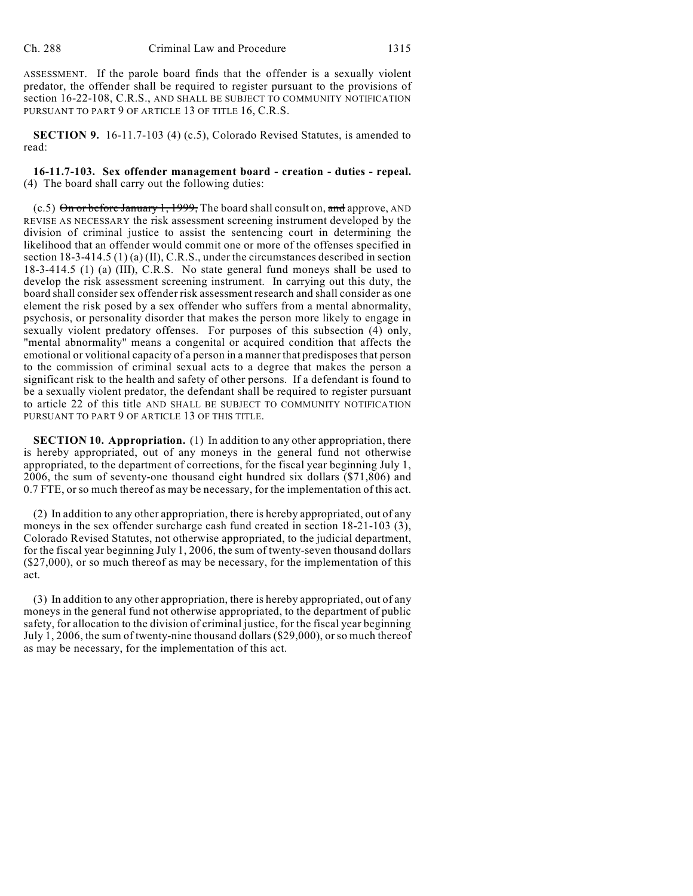ASSESSMENT. If the parole board finds that the offender is a sexually violent predator, the offender shall be required to register pursuant to the provisions of section 16-22-108, C.R.S., AND SHALL BE SUBJECT TO COMMUNITY NOTIFICATION PURSUANT TO PART 9 OF ARTICLE 13 OF TITLE 16, C.R.S.

**SECTION 9.** 16-11.7-103 (4) (c.5), Colorado Revised Statutes, is amended to read:

**16-11.7-103. Sex offender management board - creation - duties - repeal.** (4) The board shall carry out the following duties:

(c.5) ~~On or before January 1, 1999,~~ The board shall consult on, ~~and~~ approve, AND REVISE AS NECESSARY the risk assessment screening instrument developed by the division of criminal justice to assist the sentencing court in determining the likelihood that an offender would commit one or more of the offenses specified in section 18-3-414.5 (1) (a) (II), C.R.S., under the circumstances described in section 18-3-414.5 (1) (a) (III), C.R.S. No state general fund moneys shall be used to develop the risk assessment screening instrument. In carrying out this duty, the board shall consider sex offender risk assessment research and shall consider as one element the risk posed by a sex offender who suffers from a mental abnormality, psychosis, or personality disorder that makes the person more likely to engage in sexually violent predatory offenses. For purposes of this subsection (4) only, "mental abnormality" means a congenital or acquired condition that affects the emotional or volitional capacity of a person in a manner that predisposes that person to the commission of criminal sexual acts to a degree that makes the person a significant risk to the health and safety of other persons. If a defendant is found to be a sexually violent predator, the defendant shall be required to register pursuant to article 22 of this title AND SHALL BE SUBJECT TO COMMUNITY NOTIFICATION PURSUANT TO PART 9 OF ARTICLE 13 OF THIS TITLE.

**SECTION 10. Appropriation.** (1) In addition to any other appropriation, there is hereby appropriated, out of any moneys in the general fund not otherwise appropriated, to the department of corrections, for the fiscal year beginning July 1, 2006, the sum of seventy-one thousand eight hundred six dollars ($71,806) and 0.7 FTE, or so much thereof as may be necessary, for the implementation of this act.

(2) In addition to any other appropriation, there is hereby appropriated, out of any moneys in the sex offender surcharge cash fund created in section 18-21-103 (3), Colorado Revised Statutes, not otherwise appropriated, to the judicial department, for the fiscal year beginning July 1, 2006, the sum of twenty-seven thousand dollars ($27,000), or so much thereof as may be necessary, for the implementation of this act.

(3) In addition to any other appropriation, there is hereby appropriated, out of any moneys in the general fund not otherwise appropriated, to the department of public safety, for allocation to the division of criminal justice, for the fiscal year beginning July 1, 2006, the sum of twenty-nine thousand dollars ($29,000), or so much thereof as may be necessary, for the implementation of this act.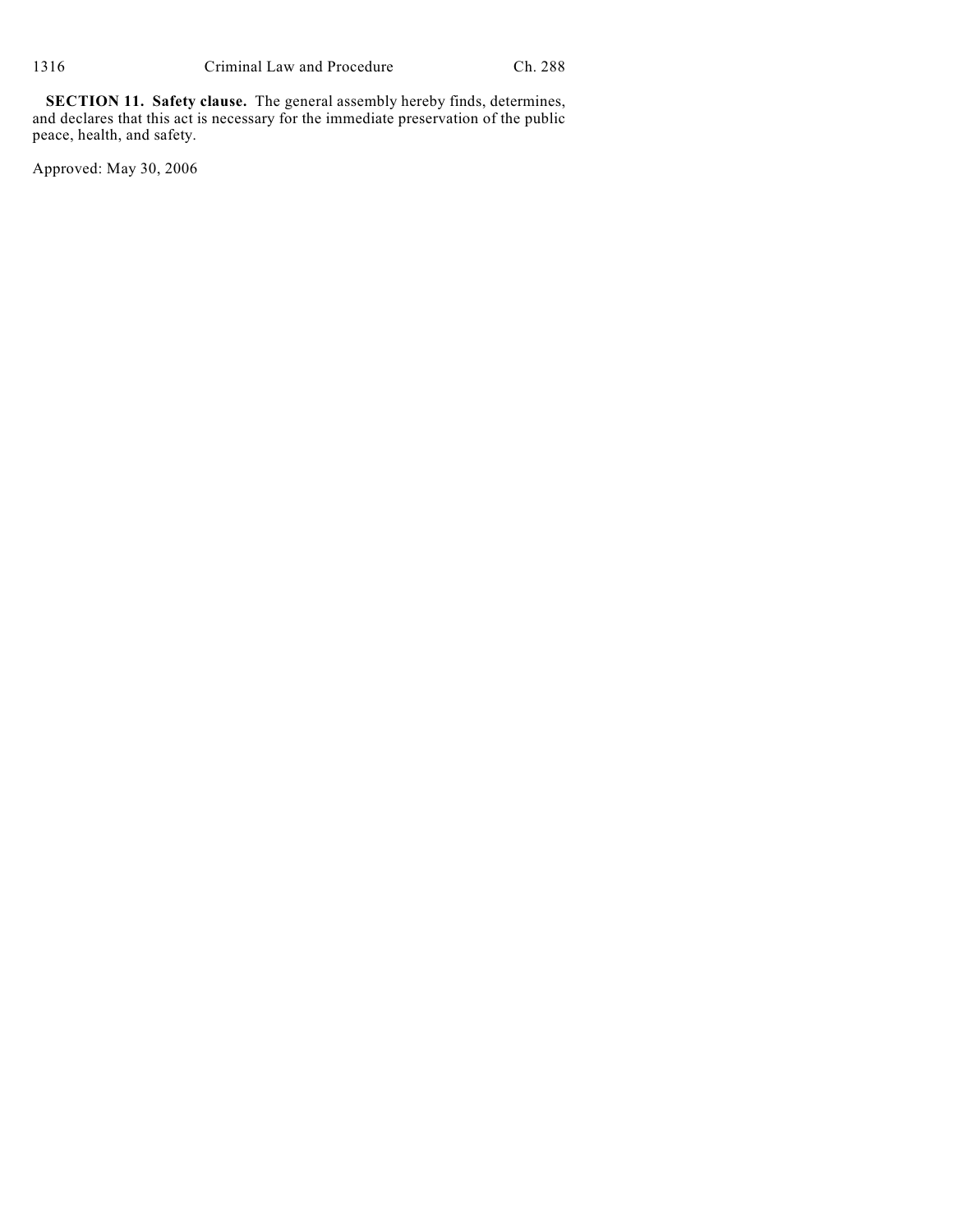**SECTION 11. Safety clause.** The general assembly hereby finds, determines, and declares that this act is necessary for the immediate preservation of the public peace, health, and safety.

Approved: May 30, 2006